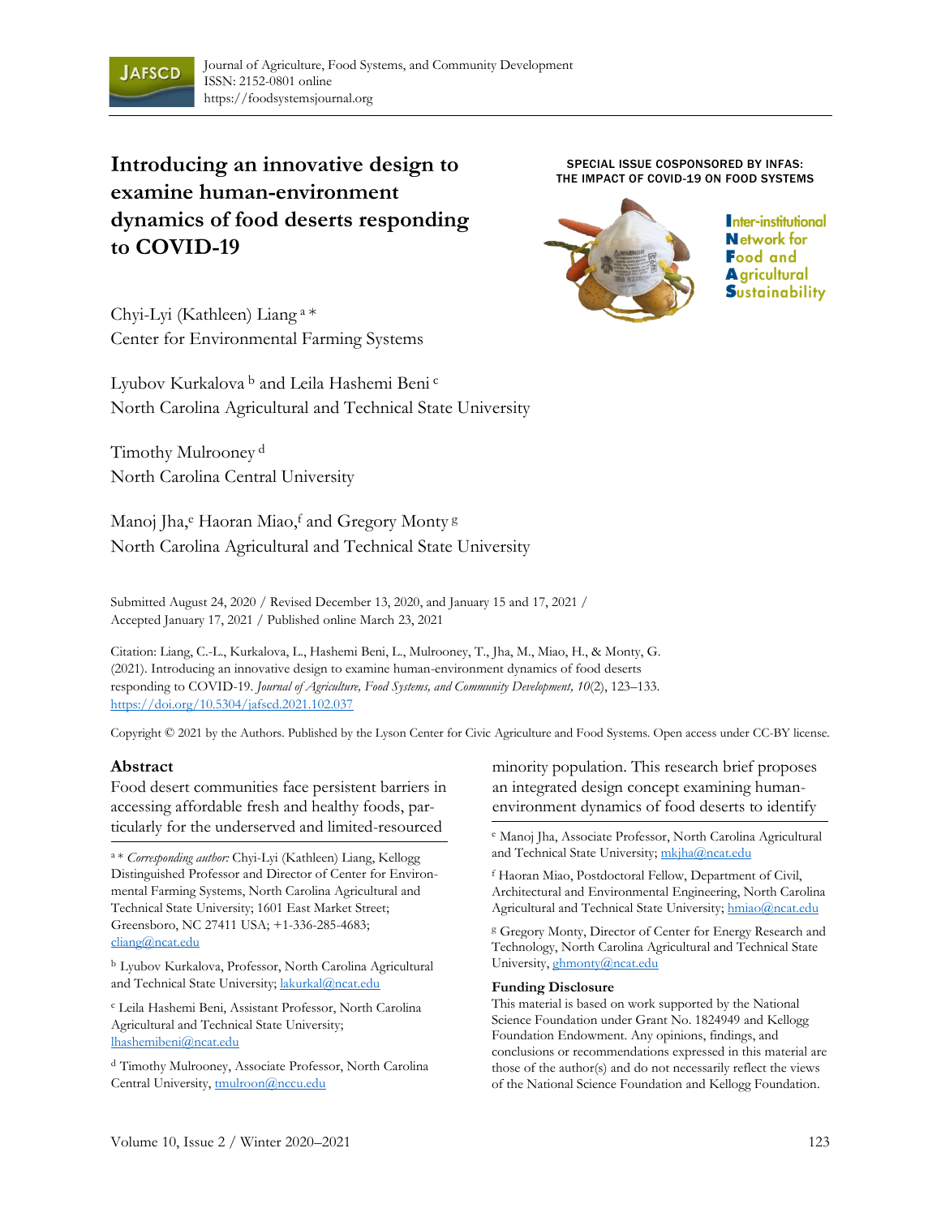Journal of Agriculture, Food Systems, and Community Development
ISSN: 2152-0801 online
https://foodsystemsjournal.org

SPECIAL ISSUE COSPONSORED BY INFAS: THE IMPACT OF COVID-19 ON FOOD SYSTEMS

Inter-institutional Network for Food and Agricultural Sustainability

# Introducing an innovative design to examine human-environment dynamics of food deserts responding to COVID-19

Chyi-Lyi (Kathleen) Liang [a] *
Center for Environmental Farming Systems

Lyubov Kurkalova [b] and Leila Hashemi Beni [c]
North Carolina Agricultural and Technical State University

Timothy Mulrooney [d]
North Carolina Central University

Manoj Jha,[e] Haoran Miao,[f] and Gregory Monty [g]
North Carolina Agricultural and Technical State University

Submitted August 24, 2020 / Revised December 13, 2020, and January 15 and 17, 2021 / Accepted January 17, 2021 / Published online March 23, 2021

Citation: Liang, C.-L., Kurkalova, L., Hashemi Beni, L., Mulrooney, T., Jha, M., Miao, H., & Monty, G. (2021). Introducing an innovative design to examine human-environment dynamics of food deserts responding to COVID-19. *Journal of Agriculture, Food Systems, and Community Development, 10*(2), 123–133. https://doi.org/10.5304/jafscd.2021.102.037

Copyright © 2021 by the Authors. Published by the Lyson Center for Civic Agriculture and Food Systems. Open access under CC-BY license.

## Abstract

Food desert communities face persistent barriers in accessing affordable fresh and healthy foods, particularly for the underserved and limited-resourced minority population. This research brief proposes an integrated design concept examining human-environment dynamics of food deserts to identify

[a] * *Corresponding author:* Chyi-Lyi (Kathleen) Liang, Kellogg Distinguished Professor and Director of Center for Environmental Farming Systems, North Carolina Agricultural and Technical State University; 1601 East Market Street; Greensboro, NC 27411 USA; +1-336-285-4683; cliang@ncat.edu

[b] Lyubov Kurkalova, Professor, North Carolina Agricultural and Technical State University; lakurkal@ncat.edu

[c] Leila Hashemi Beni, Assistant Professor, North Carolina Agricultural and Technical State University; lhashemibeni@ncat.edu

[d] Timothy Mulrooney, Associate Professor, North Carolina Central University, tmulroon@nccu.edu

[e] Manoj Jha, Associate Professor, North Carolina Agricultural and Technical State University; mkjha@ncat.edu

[f] Haoran Miao, Postdoctoral Fellow, Department of Civil, Architectural and Environmental Engineering, North Carolina Agricultural and Technical State University; hmiao@ncat.edu

[g] Gregory Monty, Director of Center for Energy Research and Technology, North Carolina Agricultural and Technical State University, ghmonty@ncat.edu

### Funding Disclosure

This material is based on work supported by the National Science Foundation under Grant No. 1824949 and Kellogg Foundation Endowment. Any opinions, findings, and conclusions or recommendations expressed in this material are those of the author(s) and do not necessarily reflect the views of the National Science Foundation and Kellogg Foundation.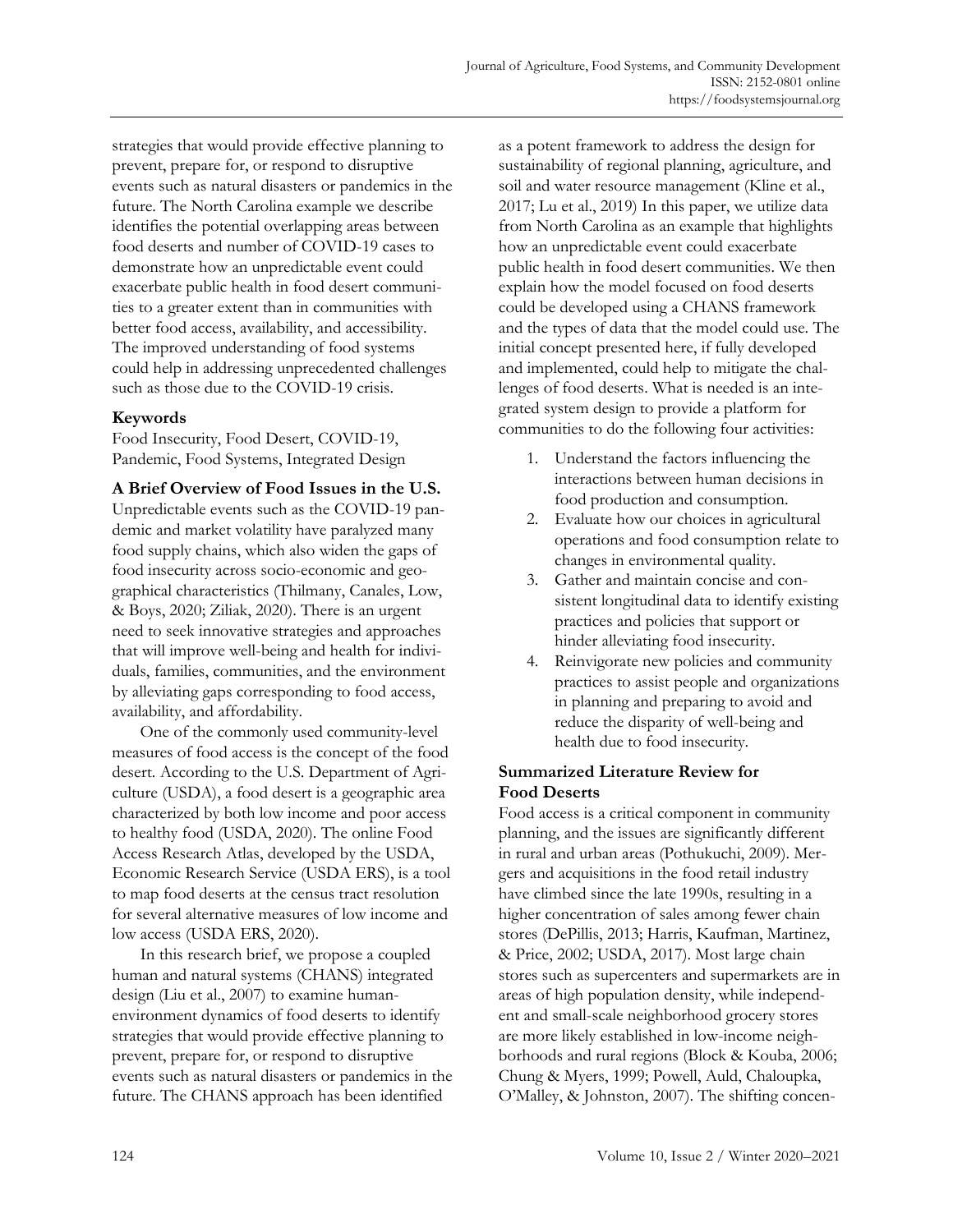strategies that would provide effective planning to prevent, prepare for, or respond to disruptive events such as natural disasters or pandemics in the future. The North Carolina example we describe identifies the potential overlapping areas between food deserts and number of COVID-19 cases to demonstrate how an unpredictable event could exacerbate public health in food desert communities to a greater extent than in communities with better food access, availability, and accessibility. The improved understanding of food systems could help in addressing unprecedented challenges such as those due to the COVID-19 crisis.

### Keywords

Food Insecurity, Food Desert, COVID-19, Pandemic, Food Systems, Integrated Design

## A Brief Overview of Food Issues in the U.S.

Unpredictable events such as the COVID-19 pandemic and market volatility have paralyzed many food supply chains, which also widen the gaps of food insecurity across socio-economic and geographical characteristics (Thilmany, Canales, Low, & Boys, 2020; Ziliak, 2020). There is an urgent need to seek innovative strategies and approaches that will improve well-being and health for individuals, families, communities, and the environment by alleviating gaps corresponding to food access, availability, and affordability.

One of the commonly used community-level measures of food access is the concept of the food desert. According to the U.S. Department of Agriculture (USDA), a food desert is a geographic area characterized by both low income and poor access to healthy food (USDA, 2020). The online Food Access Research Atlas, developed by the USDA, Economic Research Service (USDA ERS), is a tool to map food deserts at the census tract resolution for several alternative measures of low income and low access (USDA ERS, 2020).

In this research brief, we propose a coupled human and natural systems (CHANS) integrated design (Liu et al., 2007) to examine human-environment dynamics of food deserts to identify strategies that would provide effective planning to prevent, prepare for, or respond to disruptive events such as natural disasters or pandemics in the future. The CHANS approach has been identified as a potent framework to address the design for sustainability of regional planning, agriculture, and soil and water resource management (Kline et al., 2017; Lu et al., 2019) In this paper, we utilize data from North Carolina as an example that highlights how an unpredictable event could exacerbate public health in food desert communities. We then explain how the model focused on food deserts could be developed using a CHANS framework and the types of data that the model could use. The initial concept presented here, if fully developed and implemented, could help to mitigate the challenges of food deserts. What is needed is an integrated system design to provide a platform for communities to do the following four activities:

1. Understand the factors influencing the interactions between human decisions in food production and consumption.
2. Evaluate how our choices in agricultural operations and food consumption relate to changes in environmental quality.
3. Gather and maintain concise and consistent longitudinal data to identify existing practices and policies that support or hinder alleviating food insecurity.
4. Reinvigorate new policies and community practices to assist people and organizations in planning and preparing to avoid and reduce the disparity of well-being and health due to food insecurity.

## Summarized Literature Review for Food Deserts

Food access is a critical component in community planning, and the issues are significantly different in rural and urban areas (Pothukuchi, 2009). Mergers and acquisitions in the food retail industry have climbed since the late 1990s, resulting in a higher concentration of sales among fewer chain stores (DePillis, 2013; Harris, Kaufman, Martinez, & Price, 2002; USDA, 2017). Most large chain stores such as supercenters and supermarkets are in areas of high population density, while independent and small-scale neighborhood grocery stores are more likely established in low-income neighborhoods and rural regions (Block & Kouba, 2006; Chung & Myers, 1999; Powell, Auld, Chaloupka, O'Malley, & Johnston, 2007). The shifting concen-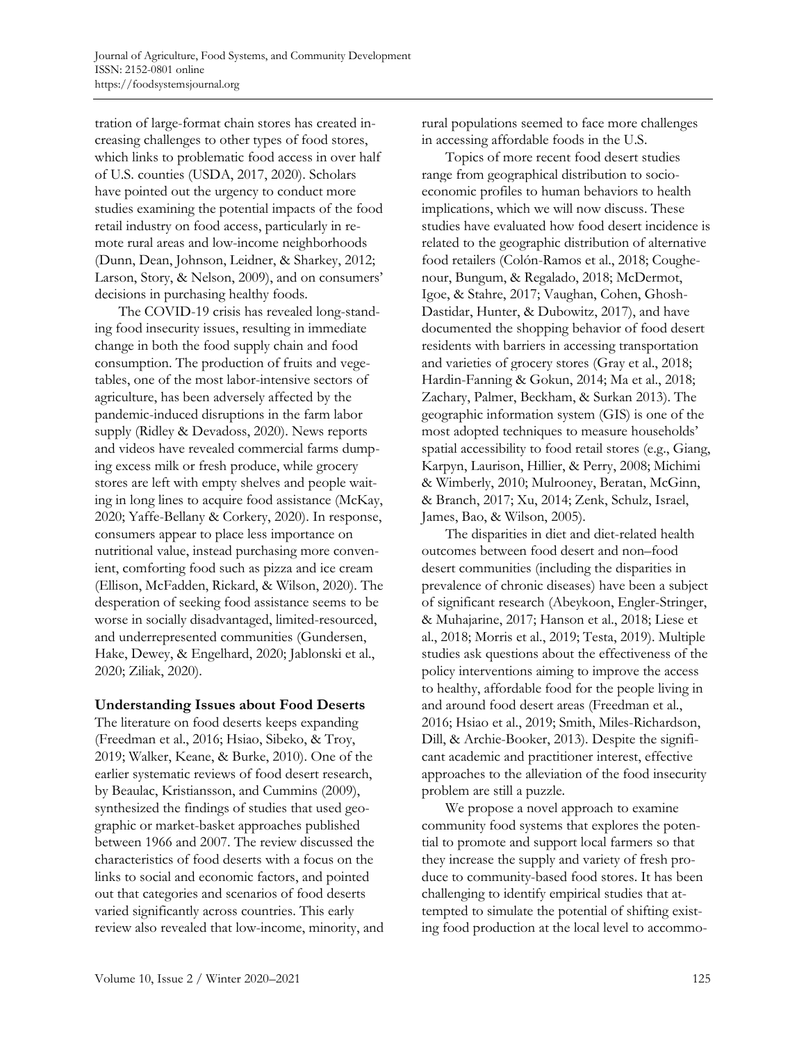tration of large-format chain stores has created increasing challenges to other types of food stores, which links to problematic food access in over half of U.S. counties (USDA, 2017, 2020). Scholars have pointed out the urgency to conduct more studies examining the potential impacts of the food retail industry on food access, particularly in remote rural areas and low-income neighborhoods (Dunn, Dean, Johnson, Leidner, & Sharkey, 2012; Larson, Story, & Nelson, 2009), and on consumers' decisions in purchasing healthy foods.

The COVID-19 crisis has revealed long-standing food insecurity issues, resulting in immediate change in both the food supply chain and food consumption. The production of fruits and vegetables, one of the most labor-intensive sectors of agriculture, has been adversely affected by the pandemic-induced disruptions in the farm labor supply (Ridley & Devadoss, 2020). News reports and videos have revealed commercial farms dumping excess milk or fresh produce, while grocery stores are left with empty shelves and people waiting in long lines to acquire food assistance (McKay, 2020; Yaffe-Bellany & Corkery, 2020). In response, consumers appear to place less importance on nutritional value, instead purchasing more convenient, comforting food such as pizza and ice cream (Ellison, McFadden, Rickard, & Wilson, 2020). The desperation of seeking food assistance seems to be worse in socially disadvantaged, limited-resourced, and underrepresented communities (Gundersen, Hake, Dewey, & Engelhard, 2020; Jablonski et al., 2020; Ziliak, 2020).

## Understanding Issues about Food Deserts

The literature on food deserts keeps expanding (Freedman et al., 2016; Hsiao, Sibeko, & Troy, 2019; Walker, Keane, & Burke, 2010). One of the earlier systematic reviews of food desert research, by Beaulac, Kristiansson, and Cummins (2009), synthesized the findings of studies that used geographic or market-basket approaches published between 1966 and 2007. The review discussed the characteristics of food deserts with a focus on the links to social and economic factors, and pointed out that categories and scenarios of food deserts varied significantly across countries. This early review also revealed that low-income, minority, and rural populations seemed to face more challenges in accessing affordable foods in the U.S.

Topics of more recent food desert studies range from geographical distribution to socioeconomic profiles to human behaviors to health implications, which we will now discuss. These studies have evaluated how food desert incidence is related to the geographic distribution of alternative food retailers (Colón-Ramos et al., 2018; Coughenour, Bungum, & Regalado, 2018; McDermot, Igoe, & Stahre, 2017; Vaughan, Cohen, Ghosh-Dastidar, Hunter, & Dubowitz, 2017), and have documented the shopping behavior of food desert residents with barriers in accessing transportation and varieties of grocery stores (Gray et al., 2018; Hardin-Fanning & Gokun, 2014; Ma et al., 2018; Zachary, Palmer, Beckham, & Surkan 2013). The geographic information system (GIS) is one of the most adopted techniques to measure households' spatial accessibility to food retail stores (e.g., Giang, Karpyn, Laurison, Hillier, & Perry, 2008; Michimi & Wimberly, 2010; Mulrooney, Beratan, McGinn, & Branch, 2017; Xu, 2014; Zenk, Schulz, Israel, James, Bao, & Wilson, 2005).

The disparities in diet and diet-related health outcomes between food desert and non–food desert communities (including the disparities in prevalence of chronic diseases) have been a subject of significant research (Abeykoon, Engler-Stringer, & Muhajarine, 2017; Hanson et al., 2018; Liese et al., 2018; Morris et al., 2019; Testa, 2019). Multiple studies ask questions about the effectiveness of the policy interventions aiming to improve the access to healthy, affordable food for the people living in and around food desert areas (Freedman et al., 2016; Hsiao et al., 2019; Smith, Miles-Richardson, Dill, & Archie-Booker, 2013). Despite the significant academic and practitioner interest, effective approaches to the alleviation of the food insecurity problem are still a puzzle.

We propose a novel approach to examine community food systems that explores the potential to promote and support local farmers so that they increase the supply and variety of fresh produce to community-based food stores. It has been challenging to identify empirical studies that attempted to simulate the potential of shifting existing food production at the local level to accommo-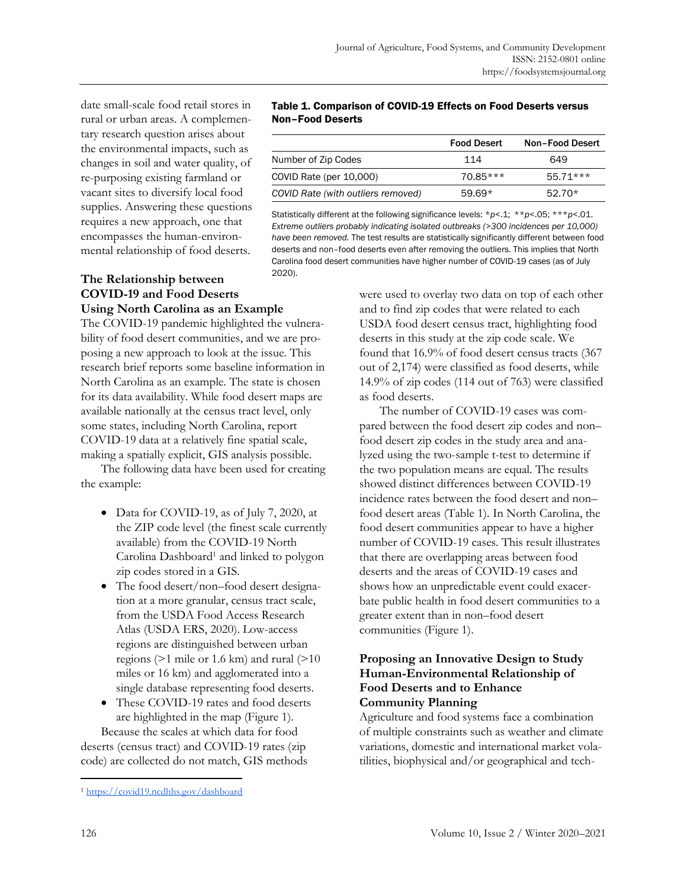date small-scale food retail stores in rural or urban areas. A complementary research question arises about the environmental impacts, such as changes in soil and water quality, of re-purposing existing farmland or vacant sites to diversify local food supplies. Answering these questions requires a new approach, one that encompasses the human-environmental relationship of food deserts.

**Table 1. Comparison of COVID-19 Effects on Food Deserts versus Non–Food Deserts**

| | Food Desert | Non–Food Desert |
|---|---|---|
| Number of Zip Codes | 114 | 649 |
| COVID Rate (per 10,000) | 70.85*** | 55.71*** |
| *COVID Rate (with outliers removed)* | 59.69* | 52.70* |

Statistically different at the following significance levels: *$p$<.1; **$p$<.05; ***$p$<.01. *Extreme outliers probably indicating isolated outbreaks (>300 incidences per 10,000) have been removed.* The test results are statistically significantly different between food deserts and non–food deserts even after removing the outliers. This implies that North Carolina food desert communities have higher number of COVID-19 cases (as of July 2020).

## The Relationship between COVID-19 and Food Deserts Using North Carolina as an Example

The COVID-19 pandemic highlighted the vulnerability of food desert communities, and we are proposing a new approach to look at the issue. This research brief reports some baseline information in North Carolina as an example. The state is chosen for its data availability. While food desert maps are available nationally at the census tract level, only some states, including North Carolina, report COVID-19 data at a relatively fine spatial scale, making a spatially explicit, GIS analysis possible.

The following data have been used for creating the example:

- Data for COVID-19, as of July 7, 2020, at the ZIP code level (the finest scale currently available) from the COVID-19 North Carolina Dashboard[1] and linked to polygon zip codes stored in a GIS.
- The food desert/non–food desert designation at a more granular, census tract scale, from the USDA Food Access Research Atlas (USDA ERS, 2020). Low-access regions are distinguished between urban regions (>1 mile or 1.6 km) and rural (>10 miles or 16 km) and agglomerated into a single database representing food deserts.
- These COVID-19 rates and food deserts are highlighted in the map (Figure 1).

Because the scales at which data for food deserts (census tract) and COVID-19 rates (zip code) are collected do not match, GIS methods were used to overlay two data on top of each other and to find zip codes that were related to each USDA food desert census tract, highlighting food deserts in this study at the zip code scale. We found that 16.9% of food desert census tracts (367 out of 2,174) were classified as food deserts, while 14.9% of zip codes (114 out of 763) were classified as food deserts.

The number of COVID-19 cases was compared between the food desert zip codes and non–food desert zip codes in the study area and analyzed using the two-sample t-test to determine if the two population means are equal. The results showed distinct differences between COVID-19 incidence rates between the food desert and non–food desert areas (Table 1). In North Carolina, the food desert communities appear to have a higher number of COVID-19 cases. This result illustrates that there are overlapping areas between food deserts and the areas of COVID-19 cases and shows how an unpredictable event could exacerbate public health in food desert communities to a greater extent than in non–food desert communities (Figure 1).

## Proposing an Innovative Design to Study Human-Environmental Relationship of Food Deserts and to Enhance Community Planning

Agriculture and food systems face a combination of multiple constraints such as weather and climate variations, domestic and international market volatilities, biophysical and/or geographical and tech-

[1] https://covid19.ncdhhs.gov/dashboard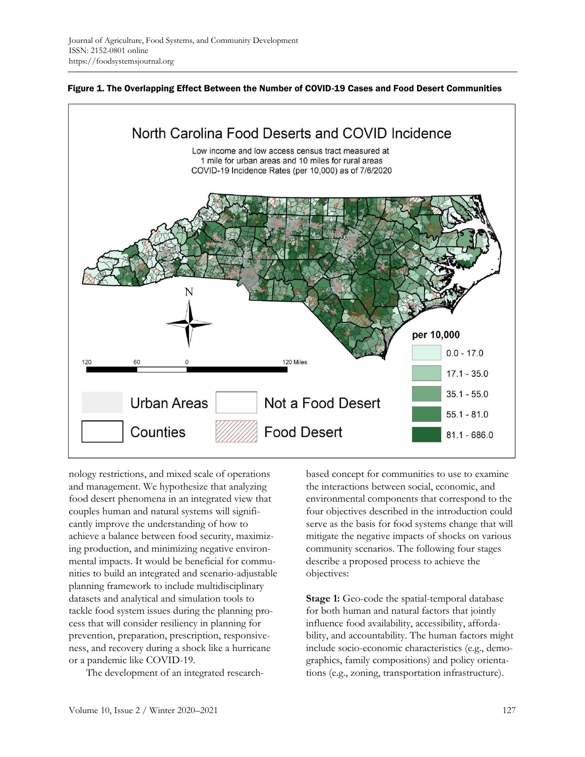**Figure 1. The Overlapping Effect Between the Number of COVID-19 Cases and Food Desert Communities**

nology restrictions, and mixed scale of operations and management. We hypothesize that analyzing food desert phenomena in an integrated view that couples human and natural systems will significantly improve the understanding of how to achieve a balance between food security, maximizing production, and minimizing negative environmental impacts. It would be beneficial for communities to build an integrated and scenario-adjustable planning framework to include multidisciplinary datasets and analytical and simulation tools to tackle food system issues during the planning process that will consider resiliency in planning for prevention, preparation, prescription, responsiveness, and recovery during a shock like a hurricane or a pandemic like COVID-19.

The development of an integrated research-based concept for communities to use to examine the interactions between social, economic, and environmental components that correspond to the four objectives described in the introduction could serve as the basis for food systems change that will mitigate the negative impacts of shocks on various community scenarios. The following four stages describe a proposed process to achieve the objectives:

**Stage 1:** Geo-code the spatial-temporal database for both human and natural factors that jointly influence food availability, accessibility, affordability, and accountability. The human factors might include socio-economic characteristics (e.g., demographics, family compositions) and policy orientations (e.g., zoning, transportation infrastructure).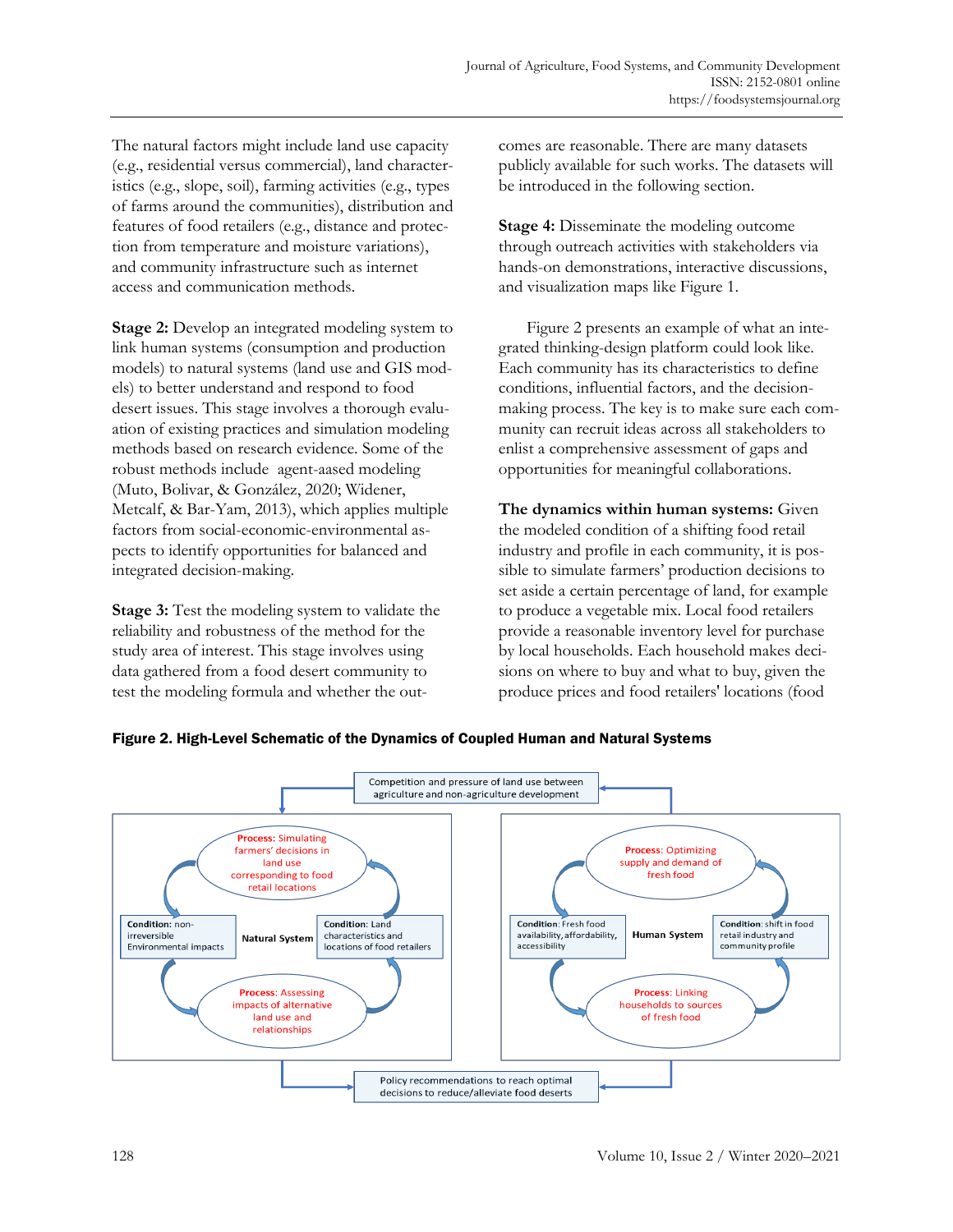The natural factors might include land use capacity (e.g., residential versus commercial), land characteristics (e.g., slope, soil), farming activities (e.g., types of farms around the communities), distribution and features of food retailers (e.g., distance and protection from temperature and moisture variations), and community infrastructure such as internet access and communication methods.

**Stage 2:** Develop an integrated modeling system to link human systems (consumption and production models) to natural systems (land use and GIS models) to better understand and respond to food desert issues. This stage involves a thorough evaluation of existing practices and simulation modeling methods based on research evidence. Some of the robust methods include agent-aased modeling (Muto, Bolivar, & González, 2020; Widener, Metcalf, & Bar-Yam, 2013), which applies multiple factors from social-economic-environmental aspects to identify opportunities for balanced and integrated decision-making.

**Stage 3:** Test the modeling system to validate the reliability and robustness of the method for the study area of interest. This stage involves using data gathered from a food desert community to test the modeling formula and whether the outcomes are reasonable. There are many datasets publicly available for such works. The datasets will be introduced in the following section.

**Stage 4:** Disseminate the modeling outcome through outreach activities with stakeholders via hands-on demonstrations, interactive discussions, and visualization maps like Figure 1.

Figure 2 presents an example of what an integrated thinking-design platform could look like. Each community has its characteristics to define conditions, influential factors, and the decision-making process. The key is to make sure each community can recruit ideas across all stakeholders to enlist a comprehensive assessment of gaps and opportunities for meaningful collaborations.

**The dynamics within human systems:** Given the modeled condition of a shifting food retail industry and profile in each community, it is possible to simulate farmers' production decisions to set aside a certain percentage of land, for example to produce a vegetable mix. Local food retailers provide a reasonable inventory level for purchase by local households. Each household makes decisions on where to buy and what to buy, given the produce prices and food retailers' locations (food

**Figure 2. High-Level Schematic of the Dynamics of Coupled Human and Natural Systems**

Competition and pressure of land use between agriculture and non-agriculture development

**Natural System**
- Process: Simulating farmers' decisions in land use corresponding to food retail locations
- Condition: Land characteristics and locations of food retailers
- Process: Assessing impacts of alternative land use and relationships
- Condition: non-irreversible Environmental impacts

**Human System**
- Process: Optimizing supply and demand of fresh food
- Condition: shift in food retail industry and community profile
- Process: Linking households to sources of fresh food
- Condition: Fresh food availability, affordability, accessibility

Policy recommendations to reach optimal decisions to reduce/alleviate food deserts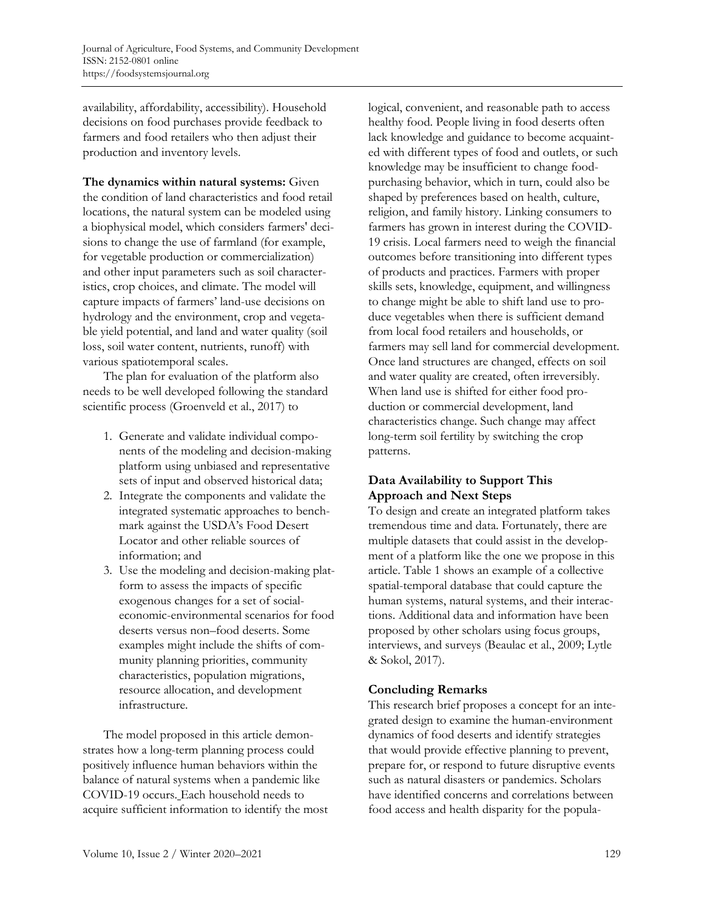availability, affordability, accessibility). Household decisions on food purchases provide feedback to farmers and food retailers who then adjust their production and inventory levels.

**The dynamics within natural systems:** Given the condition of land characteristics and food retail locations, the natural system can be modeled using a biophysical model, which considers farmers' decisions to change the use of farmland (for example, for vegetable production or commercialization) and other input parameters such as soil characteristics, crop choices, and climate. The model will capture impacts of farmers' land-use decisions on hydrology and the environment, crop and vegetable yield potential, and land and water quality (soil loss, soil water content, nutrients, runoff) with various spatiotemporal scales.

The plan for evaluation of the platform also needs to be well developed following the standard scientific process (Groenveld et al., 2017) to

1. Generate and validate individual components of the modeling and decision-making platform using unbiased and representative sets of input and observed historical data;
2. Integrate the components and validate the integrated systematic approaches to benchmark against the USDA's Food Desert Locator and other reliable sources of information; and
3. Use the modeling and decision-making platform to assess the impacts of specific exogenous changes for a set of social-economic-environmental scenarios for food deserts versus non–food deserts. Some examples might include the shifts of community planning priorities, community characteristics, population migrations, resource allocation, and development infrastructure.

The model proposed in this article demonstrates how a long-term planning process could positively influence human behaviors within the balance of natural systems when a pandemic like COVID-19 occurs. Each household needs to acquire sufficient information to identify the most logical, convenient, and reasonable path to access healthy food. People living in food deserts often lack knowledge and guidance to become acquainted with different types of food and outlets, or such knowledge may be insufficient to change food-purchasing behavior, which in turn, could also be shaped by preferences based on health, culture, religion, and family history. Linking consumers to farmers has grown in interest during the COVID-19 crisis. Local farmers need to weigh the financial outcomes before transitioning into different types of products and practices. Farmers with proper skills sets, knowledge, equipment, and willingness to change might be able to shift land use to produce vegetables when there is sufficient demand from local food retailers and households, or farmers may sell land for commercial development. Once land structures are changed, effects on soil and water quality are created, often irreversibly. When land use is shifted for either food production or commercial development, land characteristics change. Such change may affect long-term soil fertility by switching the crop patterns.

## Data Availability to Support This Approach and Next Steps

To design and create an integrated platform takes tremendous time and data. Fortunately, there are multiple datasets that could assist in the development of a platform like the one we propose in this article. Table 1 shows an example of a collective spatial-temporal database that could capture the human systems, natural systems, and their interactions. Additional data and information have been proposed by other scholars using focus groups, interviews, and surveys (Beaulac et al., 2009; Lytle & Sokol, 2017).

## Concluding Remarks

This research brief proposes a concept for an integrated design to examine the human-environment dynamics of food deserts and identify strategies that would provide effective planning to prevent, prepare for, or respond to future disruptive events such as natural disasters or pandemics. Scholars have identified concerns and correlations between food access and health disparity for the popula-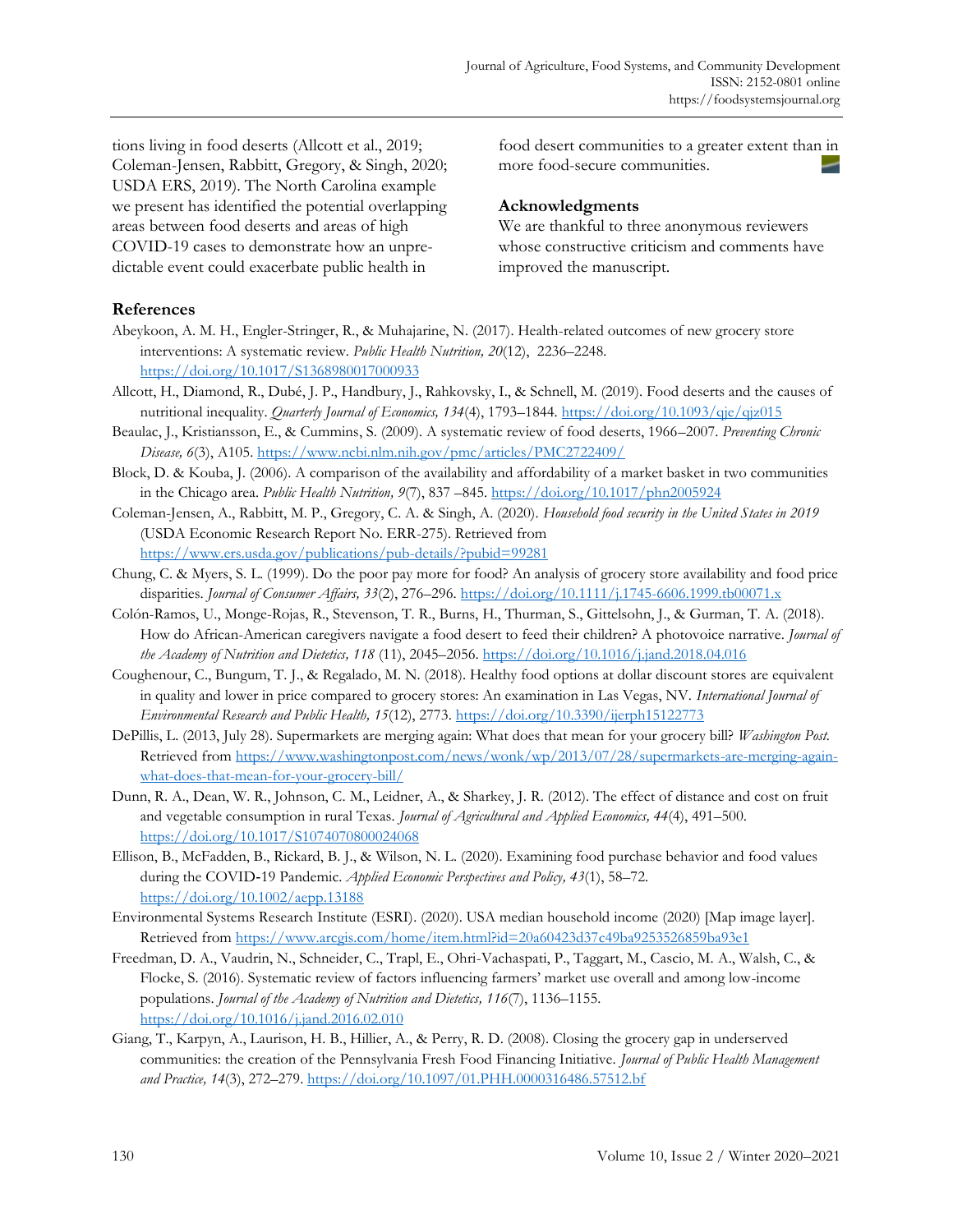tions living in food deserts (Allcott et al., 2019; Coleman-Jensen, Rabbitt, Gregory, & Singh, 2020; USDA ERS, 2019). The North Carolina example we present has identified the potential overlapping areas between food deserts and areas of high COVID-19 cases to demonstrate how an unpredictable event could exacerbate public health in food desert communities to a greater extent than in more food-secure communities.

## Acknowledgments

We are thankful to three anonymous reviewers whose constructive criticism and comments have improved the manuscript.

## References

Abeykoon, A. M. H., Engler-Stringer, R., & Muhajarine, N. (2017). Health-related outcomes of new grocery store interventions: A systematic review. *Public Health Nutrition, 20*(12), 2236–2248. https://doi.org/10.1017/S1368980017000933

Allcott, H., Diamond, R., Dubé, J. P., Handbury, J., Rahkovsky, I., & Schnell, M. (2019). Food deserts and the causes of nutritional inequality. *Quarterly Journal of Economics, 134*(4), 1793–1844. https://doi.org/10.1093/qje/qjz015

Beaulac, J., Kristiansson, E., & Cummins, S. (2009). A systematic review of food deserts, 1966–2007. *Preventing Chronic Disease, 6*(3), A105. https://www.ncbi.nlm.nih.gov/pmc/articles/PMC2722409/

Block, D. & Kouba, J. (2006). A comparison of the availability and affordability of a market basket in two communities in the Chicago area. *Public Health Nutrition, 9*(7), 837 –845. https://doi.org/10.1017/phn2005924

Coleman-Jensen, A., Rabbitt, M. P., Gregory, C. A. & Singh, A. (2020). *Household food security in the United States in 2019* (USDA Economic Research Report No. ERR-275). Retrieved from https://www.ers.usda.gov/publications/pub-details/?pubid=99281

Chung, C. & Myers, S. L. (1999). Do the poor pay more for food? An analysis of grocery store availability and food price disparities. *Journal of Consumer Affairs, 33*(2), 276–296. https://doi.org/10.1111/j.1745-6606.1999.tb00071.x

Colón-Ramos, U., Monge-Rojas, R., Stevenson, T. R., Burns, H., Thurman, S., Gittelsohn, J., & Gurman, T. A. (2018). How do African-American caregivers navigate a food desert to feed their children? A photovoice narrative. *Journal of the Academy of Nutrition and Dietetics, 118* (11), 2045–2056. https://doi.org/10.1016/j.jand.2018.04.016

Coughenour, C., Bungum, T. J., & Regalado, M. N. (2018). Healthy food options at dollar discount stores are equivalent in quality and lower in price compared to grocery stores: An examination in Las Vegas, NV. *International Journal of Environmental Research and Public Health, 15*(12), 2773. https://doi.org/10.3390/ijerph15122773

DePillis, L. (2013, July 28). Supermarkets are merging again: What does that mean for your grocery bill? *Washington Post.* Retrieved from https://www.washingtonpost.com/news/wonk/wp/2013/07/28/supermarkets-are-merging-again-what-does-that-mean-for-your-grocery-bill/

Dunn, R. A., Dean, W. R., Johnson, C. M., Leidner, A., & Sharkey, J. R. (2012). The effect of distance and cost on fruit and vegetable consumption in rural Texas. *Journal of Agricultural and Applied Economics, 44*(4), 491–500. https://doi.org/10.1017/S1074070800024068

Ellison, B., McFadden, B., Rickard, B. J., & Wilson, N. L. (2020). Examining food purchase behavior and food values during the COVID-19 Pandemic. *Applied Economic Perspectives and Policy, 43*(1), 58–72. https://doi.org/10.1002/aepp.13188

Environmental Systems Research Institute (ESRI). (2020). USA median household income (2020) [Map image layer]. Retrieved from https://www.arcgis.com/home/item.html?id=20a60423d37c49ba9253526859ba93e1

Freedman, D. A., Vaudrin, N., Schneider, C., Trapl, E., Ohri-Vachaspati, P., Taggart, M., Cascio, M. A., Walsh, C., & Flocke, S. (2016). Systematic review of factors influencing farmers' market use overall and among low-income populations. *Journal of the Academy of Nutrition and Dietetics, 116*(7), 1136–1155. https://doi.org/10.1016/j.jand.2016.02.010

Giang, T., Karpyn, A., Laurison, H. B., Hillier, A., & Perry, R. D. (2008). Closing the grocery gap in underserved communities: the creation of the Pennsylvania Fresh Food Financing Initiative. *Journal of Public Health Management and Practice, 14*(3), 272–279. https://doi.org/10.1097/01.PHH.0000316486.57512.bf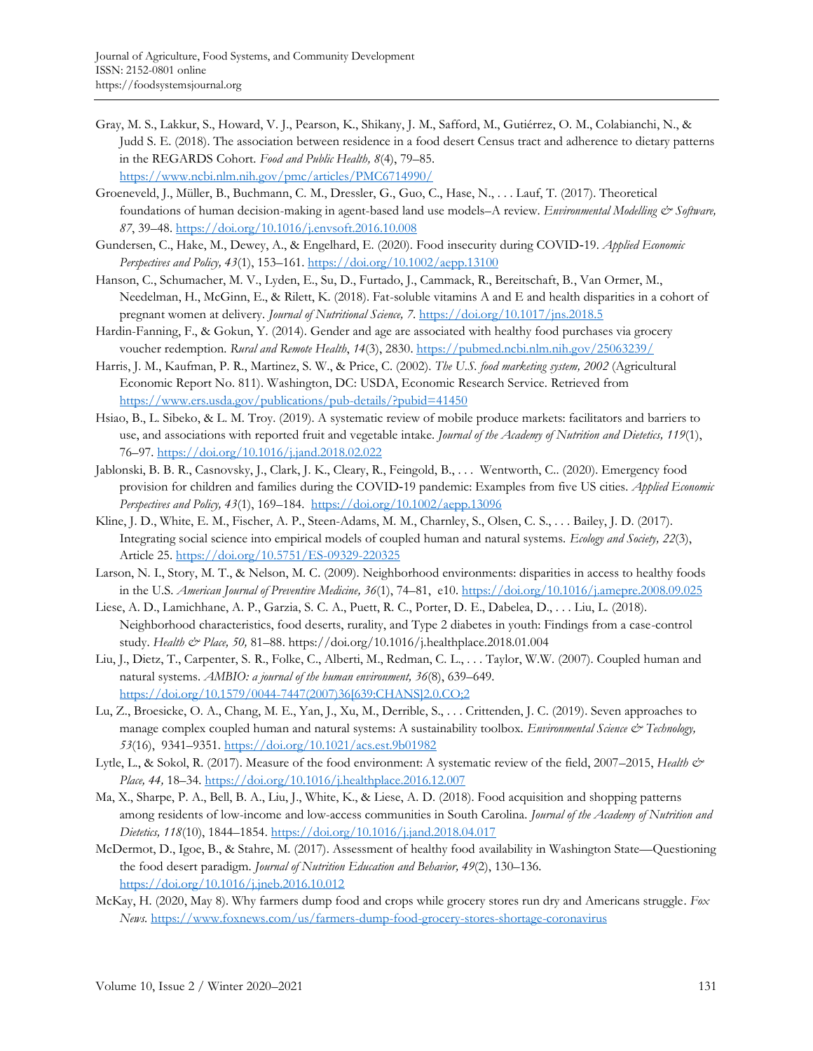Gray, M. S., Lakkur, S., Howard, V. J., Pearson, K., Shikany, J. M., Safford, M., Gutiérrez, O. M., Colabianchi, N., & Judd S. E. (2018). The association between residence in a food desert Census tract and adherence to dietary patterns in the REGARDS Cohort. *Food and Public Health, 8*(4), 79–85. https://www.ncbi.nlm.nih.gov/pmc/articles/PMC6714990/

Groeneveld, J., Müller, B., Buchmann, C. M., Dressler, G., Guo, C., Hase, N., . . . Lauf, T. (2017). Theoretical foundations of human decision-making in agent-based land use models–A review. *Environmental Modelling & Software, 87*, 39–48. https://doi.org/10.1016/j.envsoft.2016.10.008

Gundersen, C., Hake, M., Dewey, A., & Engelhard, E. (2020). Food insecurity during COVID-19. *Applied Economic Perspectives and Policy, 43*(1), 153–161. https://doi.org/10.1002/aepp.13100

Hanson, C., Schumacher, M. V., Lyden, E., Su, D., Furtado, J., Cammack, R., Bereitschaft, B., Van Ormer, M., Needelman, H., McGinn, E., & Rilett, K. (2018). Fat-soluble vitamins A and E and health disparities in a cohort of pregnant women at delivery. *Journal of Nutritional Science, 7*. https://doi.org/10.1017/jns.2018.5

Hardin-Fanning, F., & Gokun, Y. (2014). Gender and age are associated with healthy food purchases via grocery voucher redemption. *Rural and Remote Health*, *14*(3), 2830. https://pubmed.ncbi.nlm.nih.gov/25063239/

Harris, J. M., Kaufman, P. R., Martinez, S. W., & Price, C. (2002). *The U.S. food marketing system, 2002* (Agricultural Economic Report No. 811). Washington, DC: USDA, Economic Research Service. Retrieved from https://www.ers.usda.gov/publications/pub-details/?pubid=41450

Hsiao, B., L. Sibeko, & L. M. Troy. (2019). A systematic review of mobile produce markets: facilitators and barriers to use, and associations with reported fruit and vegetable intake. *Journal of the Academy of Nutrition and Dietetics, 119*(1), 76–97. https://doi.org/10.1016/j.jand.2018.02.022

Jablonski, B. B. R., Casnovsky, J., Clark, J. K., Cleary, R., Feingold, B., . . . Wentworth, C.. (2020). Emergency food provision for children and families during the COVID-19 pandemic: Examples from five US cities. *Applied Economic Perspectives and Policy, 43*(1), 169–184. https://doi.org/10.1002/aepp.13096

Kline, J. D., White, E. M., Fischer, A. P., Steen-Adams, M. M., Charnley, S., Olsen, C. S., . . . Bailey, J. D. (2017). Integrating social science into empirical models of coupled human and natural systems. *Ecology and Society, 22*(3), Article 25. https://doi.org/10.5751/ES-09329-220325

Larson, N. I., Story, M. T., & Nelson, M. C. (2009). Neighborhood environments: disparities in access to healthy foods in the U.S. *American Journal of Preventive Medicine, 36*(1), 74–81, e10. https://doi.org/10.1016/j.amepre.2008.09.025

Liese, A. D., Lamichhane, A. P., Garzia, S. C. A., Puett, R. C., Porter, D. E., Dabelea, D., . . . Liu, L. (2018). Neighborhood characteristics, food deserts, rurality, and Type 2 diabetes in youth: Findings from a case-control study. *Health & Place, 50,* 81–88. https://doi.org/10.1016/j.healthplace.2018.01.004

Liu, J., Dietz, T., Carpenter, S. R., Folke, C., Alberti, M., Redman, C. L., . . . Taylor, W.W. (2007). Coupled human and natural systems. *AMBIO: a journal of the human environment, 36*(8), 639–649. https://doi.org/10.1579/0044-7447(2007)36[639:CHANS]2.0.CO;2

Lu, Z., Broesicke, O. A., Chang, M. E., Yan, J., Xu, M., Derrible, S., . . . Crittenden, J. C. (2019). Seven approaches to manage complex coupled human and natural systems: A sustainability toolbox. *Environmental Science & Technology, 53*(16), 9341–9351. https://doi.org/10.1021/acs.est.9b01982

Lytle, L., & Sokol, R. (2017). Measure of the food environment: A systematic review of the field, 2007–2015, *Health & Place, 44,* 18–34. https://doi.org/10.1016/j.healthplace.2016.12.007

Ma, X., Sharpe, P. A., Bell, B. A., Liu, J., White, K., & Liese, A. D. (2018). Food acquisition and shopping patterns among residents of low-income and low-access communities in South Carolina. *Journal of the Academy of Nutrition and Dietetics, 118*(10), 1844–1854. https://doi.org/10.1016/j.jand.2018.04.017

McDermot, D., Igoe, B., & Stahre, M. (2017). Assessment of healthy food availability in Washington State—Questioning the food desert paradigm. *Journal of Nutrition Education and Behavior, 49*(2), 130–136. https://doi.org/10.1016/j.jneb.2016.10.012

McKay, H. (2020, May 8). Why farmers dump food and crops while grocery stores run dry and Americans struggle. *Fox News.* https://www.foxnews.com/us/farmers-dump-food-grocery-stores-shortage-coronavirus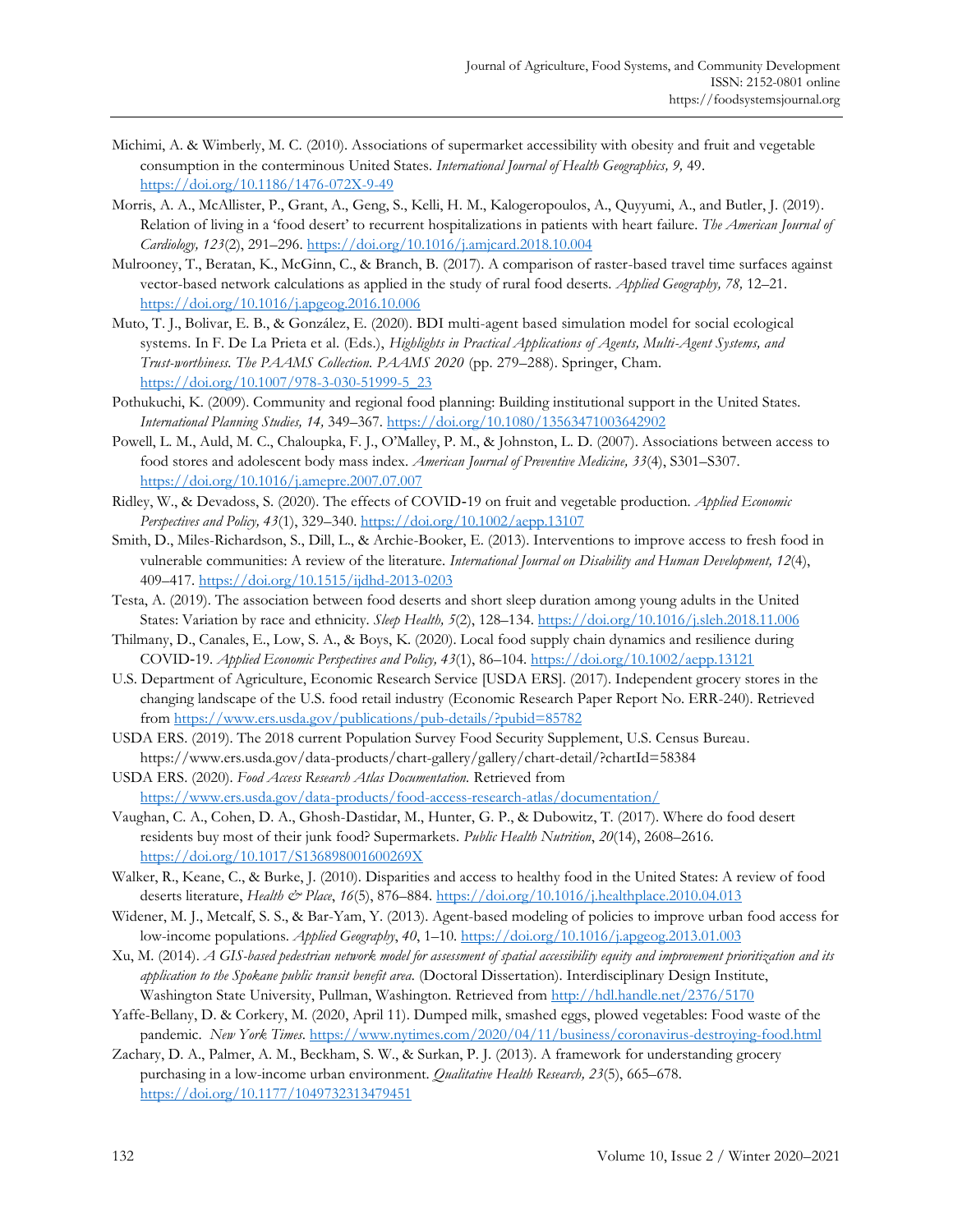Michimi, A. & Wimberly, M. C. (2010). Associations of supermarket accessibility with obesity and fruit and vegetable consumption in the conterminous United States. *International Journal of Health Geographics, 9,* 49. https://doi.org/10.1186/1476-072X-9-49

Morris, A. A., McAllister, P., Grant, A., Geng, S., Kelli, H. M., Kalogeropoulos, A., Quyyumi, A., and Butler, J. (2019). Relation of living in a 'food desert' to recurrent hospitalizations in patients with heart failure. *The American Journal of Cardiology, 123*(2), 291–296. https://doi.org/10.1016/j.amjcard.2018.10.004

Mulrooney, T., Beratan, K., McGinn, C., & Branch, B. (2017). A comparison of raster-based travel time surfaces against vector-based network calculations as applied in the study of rural food deserts. *Applied Geography, 78,* 12–21. https://doi.org/10.1016/j.apgeog.2016.10.006

Muto, T. J., Bolivar, E. B., & González, E. (2020). BDI multi-agent based simulation model for social ecological systems. In F. De La Prieta et al. (Eds.), *Highlights in Practical Applications of Agents, Multi-Agent Systems, and Trust-worthiness. The PAAMS Collection. PAAMS 2020* (pp. 279–288). Springer, Cham. https://doi.org/10.1007/978-3-030-51999-5_23

Pothukuchi, K. (2009). Community and regional food planning: Building institutional support in the United States. *International Planning Studies, 14,* 349–367. https://doi.org/10.1080/13563471003642902

Powell, L. M., Auld, M. C., Chaloupka, F. J., O'Malley, P. M., & Johnston, L. D. (2007). Associations between access to food stores and adolescent body mass index. *American Journal of Preventive Medicine, 33*(4), S301–S307. https://doi.org/10.1016/j.amepre.2007.07.007

Ridley, W., & Devadoss, S. (2020). The effects of COVID-19 on fruit and vegetable production. *Applied Economic Perspectives and Policy, 43*(1), 329–340. https://doi.org/10.1002/aepp.13107

Smith, D., Miles-Richardson, S., Dill, L., & Archie-Booker, E. (2013). Interventions to improve access to fresh food in vulnerable communities: A review of the literature. *International Journal on Disability and Human Development, 12*(4), 409–417. https://doi.org/10.1515/ijdhd-2013-0203

Testa, A. (2019). The association between food deserts and short sleep duration among young adults in the United States: Variation by race and ethnicity. *Sleep Health, 5*(2), 128–134. https://doi.org/10.1016/j.sleh.2018.11.006

Thilmany, D., Canales, E., Low, S. A., & Boys, K. (2020). Local food supply chain dynamics and resilience during COVID-19. *Applied Economic Perspectives and Policy, 43*(1), 86–104. https://doi.org/10.1002/aepp.13121

U.S. Department of Agriculture, Economic Research Service [USDA ERS]. (2017). Independent grocery stores in the changing landscape of the U.S. food retail industry (Economic Research Paper Report No. ERR-240). Retrieved from https://www.ers.usda.gov/publications/pub-details/?pubid=85782

USDA ERS. (2019). The 2018 current Population Survey Food Security Supplement, U.S. Census Bureau. https://www.ers.usda.gov/data-products/chart-gallery/gallery/chart-detail/?chartId=58384

USDA ERS. (2020). *Food Access Research Atlas Documentation.* Retrieved from https://www.ers.usda.gov/data-products/food-access-research-atlas/documentation/

Vaughan, C. A., Cohen, D. A., Ghosh-Dastidar, M., Hunter, G. P., & Dubowitz, T. (2017). Where do food desert residents buy most of their junk food? Supermarkets. *Public Health Nutrition*, *20*(14), 2608–2616. https://doi.org/10.1017/S136898001600269X

Walker, R., Keane, C., & Burke, J. (2010). Disparities and access to healthy food in the United States: A review of food deserts literature, *Health & Place*, *16*(5), 876–884. https://doi.org/10.1016/j.healthplace.2010.04.013

Widener, M. J., Metcalf, S. S., & Bar-Yam, Y. (2013). Agent-based modeling of policies to improve urban food access for low-income populations. *Applied Geography*, *40*, 1–10. https://doi.org/10.1016/j.apgeog.2013.01.003

Xu, M. (2014). *A GIS-based pedestrian network model for assessment of spatial accessibility equity and improvement prioritization and its application to the Spokane public transit benefit area.* (Doctoral Dissertation). Interdisciplinary Design Institute, Washington State University, Pullman, Washington. Retrieved from http://hdl.handle.net/2376/5170

Yaffe-Bellany, D. & Corkery, M. (2020, April 11). Dumped milk, smashed eggs, plowed vegetables: Food waste of the pandemic. *New York Times.* https://www.nytimes.com/2020/04/11/business/coronavirus-destroying-food.html

Zachary, D. A., Palmer, A. M., Beckham, S. W., & Surkan, P. J. (2013). A framework for understanding grocery purchasing in a low-income urban environment. *Qualitative Health Research, 23*(5), 665–678. https://doi.org/10.1177/1049732313479451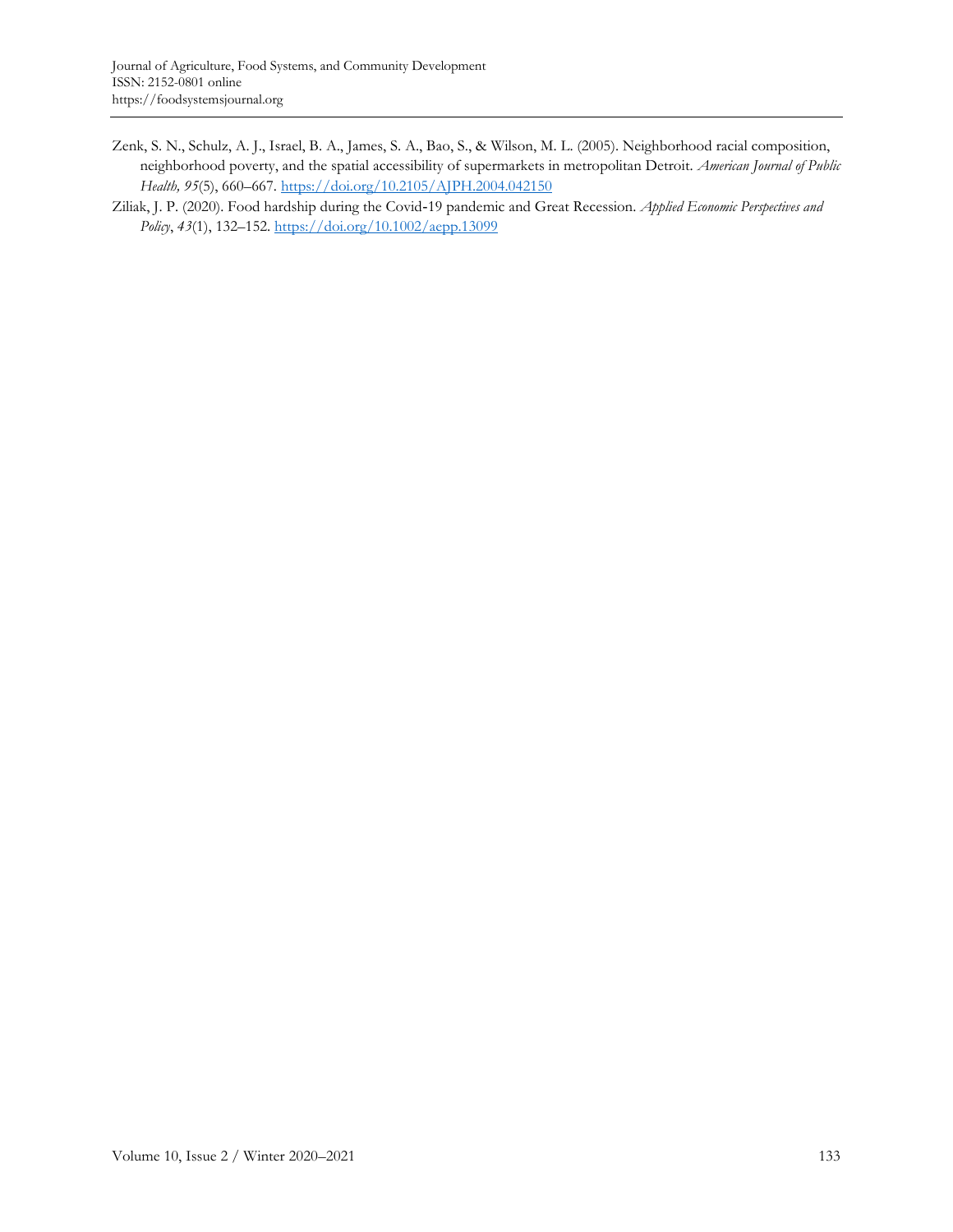Zenk, S. N., Schulz, A. J., Israel, B. A., James, S. A., Bao, S., & Wilson, M. L. (2005). Neighborhood racial composition, neighborhood poverty, and the spatial accessibility of supermarkets in metropolitan Detroit. *American Journal of Public Health, 95*(5), 660–667. https://doi.org/10.2105/AJPH.2004.042150

Ziliak, J. P. (2020). Food hardship during the Covid-19 pandemic and Great Recession. *Applied Economic Perspectives and Policy*, *43*(1), 132–152. https://doi.org/10.1002/aepp.13099